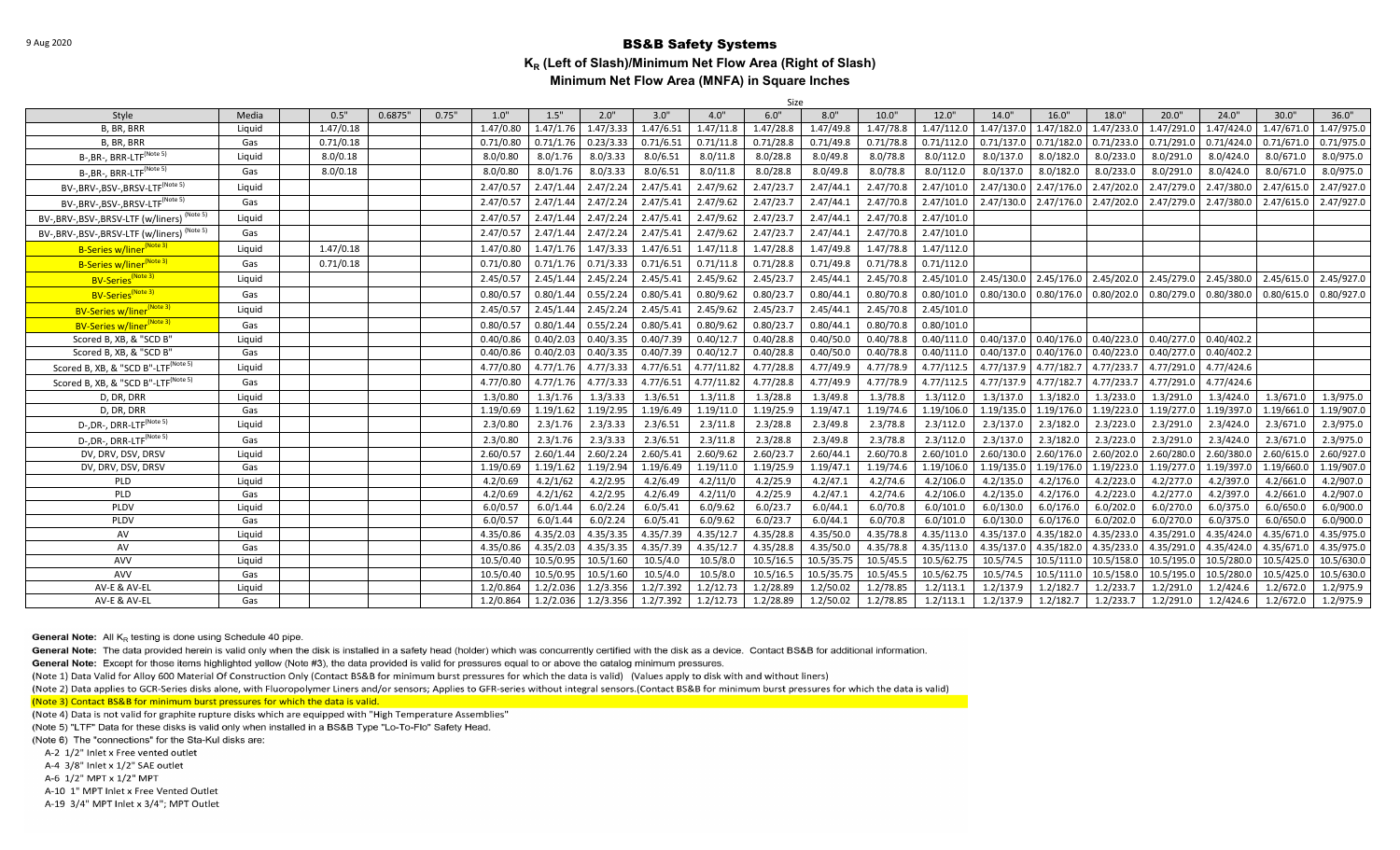9 Aug 2020

# BS&B Safety Systems

## $K_R$ (Left of Slash)/Minimum Net Flow Area (Right of Slash)

## Minimum Net Flow Area (MNFA) in Square Inches

| Style | Media | 0.5" | 0.6875" | 0.75" | 1.0" | 1.5" | 2.0" | 3.0" | 4.0" | 6.0" | 8.0" | 10.0" | 12.0" | 14.0" | 16.0" | 18.0" | 20.0" | 24.0" | 30.0" | 36.0" |
|---|---|---|---|---|---|---|---|---|---|---|---|---|---|---|---|---|---|---|---|---|
| | | Size | | | | | | | | | | | | | | | | | | |
| B, BR, BRR | Liquid | 1.47/0.18 | | | 1.47/0.80 | 1.47/1.76 | 1.47/3.33 | 1.47/6.51 | 1.47/11.8 | 1.47/28.8 | 1.47/49.8 | 1.47/78.8 | 1.47/112.0 | 1.47/137.0 | 1.47/182.0 | 1.47/233.0 | 1.47/291.0 | 1.47/424.0 | 1.47/671.0 | 1.47/975.0 |
| B, BR, BRR | Gas | 0.71/0.18 | | | 0.71/0.80 | 0.71/1.76 | 0.23/3.33 | 0.71/6.51 | 0.71/11.8 | 0.71/28.8 | 0.71/49.8 | 0.71/78.8 | 0.71/112.0 | 0.71/137.0 | 0.71/182.0 | 0.71/233.0 | 0.71/291.0 | 0.71/424.0 | 0.71/671.0 | 0.71/975.0 |
| B-,BR-, BRR-LTF(Note 5) | Liquid | 8.0/0.18 | | | 8.0/0.80 | 8.0/1.76 | 8.0/3.33 | 8.0/6.51 | 8.0/11.8 | 8.0/28.8 | 8.0/49.8 | 8.0/78.8 | 8.0/112.0 | 8.0/137.0 | 8.0/182.0 | 8.0/233.0 | 8.0/291.0 | 8.0/424.0 | 8.0/671.0 | 8.0/975.0 |
| B-,BR-, BRR-LTF(Note 5) | Gas | 8.0/0.18 | | | 8.0/0.80 | 8.0/1.76 | 8.0/3.33 | 8.0/6.51 | 8.0/11.8 | 8.0/28.8 | 8.0/49.8 | 8.0/78.8 | 8.0/112.0 | 8.0/137.0 | 8.0/182.0 | 8.0/233.0 | 8.0/291.0 | 8.0/424.0 | 8.0/671.0 | 8.0/975.0 |
| BV-,BRV-,BSV-,BRSV-LTF(Note 5) | Liquid | | | | 2.47/0.57 | 2.47/1.44 | 2.47/2.24 | 2.47/5.41 | 2.47/9.62 | 2.47/23.7 | 2.47/44.1 | 2.47/70.8 | 2.47/101.0 | 2.47/130.0 | 2.47/176.0 | 2.47/202.0 | 2.47/279.0 | 2.47/380.0 | 2.47/615.0 | 2.47/927.0 |
| BV-,BRV-,BSV-,BRSV-LTF(Note 5) | Gas | | | | 2.47/0.57 | 2.47/1.44 | 2.47/2.24 | 2.47/5.41 | 2.47/9.62 | 2.47/23.7 | 2.47/44.1 | 2.47/70.8 | 2.47/101.0 | 2.47/130.0 | 2.47/176.0 | 2.47/202.0 | 2.47/279.0 | 2.47/380.0 | 2.47/615.0 | 2.47/927.0 |
| BV-,BRV-,BSV-,BRSV-LTF (w/liners)(Note 5) | Liquid | | | | 2.47/0.57 | 2.47/1.44 | 2.47/2.24 | 2.47/5.41 | 2.47/9.62 | 2.47/23.7 | 2.47/44.1 | 2.47/70.8 | 2.47/101.0 | | | | | | | |
| BV-,BRV-,BSV-,BRSV-LTF (w/liners)(Note 5) | Gas | | | | 2.47/0.57 | 2.47/1.44 | 2.47/2.24 | 2.47/5.41 | 2.47/9.62 | 2.47/23.7 | 2.47/44.1 | 2.47/70.8 | 2.47/101.0 | | | | | | | |
| B-Series w/liner(Note 3) | Liquid | 1.47/0.18 | | | 1.47/0.80 | 1.47/1.76 | 1.47/3.33 | 1.47/6.51 | 1.47/11.8 | 1.47/28.8 | 1.47/49.8 | 1.47/78.8 | 1.47/112.0 | | | | | | | |
| B-Series w/liner(Note 3) | Gas | 0.71/0.18 | | | 0.71/0.80 | 0.71/1.76 | 0.71/3.33 | 0.71/6.51 | 0.71/11.8 | 0.71/28.8 | 0.71/49.8 | 0.71/78.8 | 0.71/112.0 | | | | | | | |
| BV-Series(Note 3) | Liquid | | | | 2.45/0.57 | 2.45/1.44 | 2.45/2.24 | 2.45/5.41 | 2.45/9.62 | 2.45/23.7 | 2.45/44.1 | 2.45/70.8 | 2.45/101.0 | 2.45/130.0 | 2.45/176.0 | 2.45/202.0 | 2.45/279.0 | 2.45/380.0 | 2.45/615.0 | 2.45/927.0 |
| BV-Series(Note 3) | Gas | | | | 0.80/0.57 | 0.80/1.44 | 0.55/2.24 | 0.80/5.41 | 0.80/9.62 | 0.80/23.7 | 0.80/44.1 | 0.80/70.8 | 0.80/101.0 | 0.80/130.0 | 0.80/176.0 | 0.80/202.0 | 0.80/279.0 | 0.80/380.0 | 0.80/615.0 | 0.80/927.0 |
| BV-Series w/liner(Note 3) | Liquid | | | | 2.45/0.57 | 2.45/1.44 | 2.45/2.24 | 2.45/5.41 | 2.45/9.62 | 2.45/23.7 | 2.45/44.1 | 2.45/70.8 | 2.45/101.0 | | | | | | | |
| BV-Series w/liner(Note 3) | Gas | | | | 0.80/0.57 | 0.80/1.44 | 0.55/2.24 | 0.80/5.41 | 0.80/9.62 | 0.80/23.7 | 0.80/44.1 | 0.80/70.8 | 0.80/101.0 | | | | | | | |
| Scored B, XB, & "SCD B" | Liquid | | | | 0.40/0.86 | 0.40/2.03 | 0.40/3.35 | 0.40/7.39 | 0.40/12.7 | 0.40/28.8 | 0.40/50.0 | 0.40/78.8 | 0.40/111.0 | 0.40/137.0 | 0.40/176.0 | 0.40/223.0 | 0.40/277.0 | 0.40/402.2 | | |
| Scored B, XB, & "SCD B" | Gas | | | | 0.40/0.86 | 0.40/2.03 | 0.40/3.35 | 0.40/7.39 | 0.40/12.7 | 0.40/28.8 | 0.40/50.0 | 0.40/78.8 | 0.40/111.0 | 0.40/137.0 | 0.40/176.0 | 0.40/223.0 | 0.40/277.0 | 0.40/402.2 | | |
| Scored B, XB, & "SCD B"-LTF(Note 5) | Liquid | | | | 4.77/0.80 | 4.77/1.76 | 4.77/3.33 | 4.77/6.51 | 4.77/11.82 | 4.77/28.8 | 4.77/49.9 | 4.77/78.9 | 4.77/112.5 | 4.77/137.9 | 4.77/182.7 | 4.77/233.7 | 4.77/291.0 | 4.77/424.6 | | |
| Scored B, XB, & "SCD B"-LTF(Note 5) | Gas | | | | 4.77/0.80 | 4.77/1.76 | 4.77/3.33 | 4.77/6.51 | 4.77/11.82 | 4.77/28.8 | 4.77/49.9 | 4.77/78.9 | 4.77/112.5 | 4.77/137.9 | 4.77/182.7 | 4.77/233.7 | 4.77/291.0 | 4.77/424.6 | | |
| D, DR, DRR | Liquid | | | | 1.3/0.80 | 1.3/1.76 | 1.3/3.33 | 1.3/6.51 | 1.3/11.8 | 1.3/28.8 | 1.3/49.8 | 1.3/78.8 | 1.3/112.0 | 1.3/137.0 | 1.3/182.0 | 1.3/233.0 | 1.3/291.0 | 1.3/424.0 | 1.3/671.0 | 1.3/975.0 |
| D, DR, DRR | Gas | | | | 1.19/0.69 | 1.19/1.62 | 1.19/2.95 | 1.19/6.49 | 1.19/11.0 | 1.19/25.9 | 1.19/47.1 | 1.19/74.6 | 1.19/106.0 | 1.19/135.0 | 1.19/176.0 | 1.19/223.0 | 1.19/277.0 | 1.19/397.0 | 1.19/661.0 | 1.19/907.0 |
| D-,DR-, DRR-LTF(Note 5) | Liquid | | | | 2.3/0.80 | 2.3/1.76 | 2.3/3.33 | 2.3/6.51 | 2.3/11.8 | 2.3/28.8 | 2.3/49.8 | 2.3/78.8 | 2.3/112.0 | 2.3/137.0 | 2.3/182.0 | 2.3/223.0 | 2.3/291.0 | 2.3/424.0 | 2.3/671.0 | 2.3/975.0 |
| D-,DR-, DRR-LTF(Note 5) | Gas | | | | 2.3/0.80 | 2.3/1.76 | 2.3/3.33 | 2.3/6.51 | 2.3/11.8 | 2.3/28.8 | 2.3/49.8 | 2.3/78.8 | 2.3/112.0 | 2.3/137.0 | 2.3/182.0 | 2.3/223.0 | 2.3/291.0 | 2.3/424.0 | 2.3/671.0 | 2.3/975.0 |
| DV, DRV, DSV, DRSV | Liquid | | | | 2.60/0.57 | 2.60/1.44 | 2.60/2.24 | 2.60/5.41 | 2.60/9.62 | 2.60/23.7 | 2.60/44.1 | 2.60/70.8 | 2.60/101.0 | 2.60/130.0 | 2.60/176.0 | 2.60/202.0 | 2.60/280.0 | 2.60/380.0 | 2.60/615.0 | 2.60/927.0 |
| DV, DRV, DSV, DRSV | Gas | | | | 1.19/0.69 | 1.19/1.62 | 1.19/2.94 | 1.19/6.49 | 1.19/11.0 | 1.19/25.9 | 1.19/47.1 | 1.19/74.6 | 1.19/106.0 | 1.19/135.0 | 1.19/176.0 | 1.19/223.0 | 1.19/277.0 | 1.19/397.0 | 1.19/660.0 | 1.19/907.0 |
| PLD | Liquid | | | | 4.2/0.69 | 4.2/1/62 | 4.2/2.95 | 4.2/6.49 | 4.2/11/0 | 4.2/25.9 | 4.2/47.1 | 4.2/74.6 | 4.2/106.0 | 4.2/135.0 | 4.2/176.0 | 4.2/223.0 | 4.2/277.0 | 4.2/397.0 | 4.2/661.0 | 4.2/907.0 |
| PLD | Gas | | | | 4.2/0.69 | 4.2/1/62 | 4.2/2.95 | 4.2/6.49 | 4.2/11/0 | 4.2/25.9 | 4.2/47.1 | 4.2/74.6 | 4.2/106.0 | 4.2/135.0 | 4.2/176.0 | 4.2/223.0 | 4.2/277.0 | 4.2/397.0 | 4.2/661.0 | 4.2/907.0 |
| PLDV | Liquid | | | | 6.0/0.57 | 6.0/1.44 | 6.0/2.24 | 6.0/5.41 | 6.0/9.62 | 6.0/23.7 | 6.0/44.1 | 6.0/70.8 | 6.0/101.0 | 6.0/130.0 | 6.0/176.0 | 6.0/202.0 | 6.0/270.0 | 6.0/375.0 | 6.0/650.0 | 6.0/900.0 |
| PLDV | Gas | | | | 6.0/0.57 | 6.0/1.44 | 6.0/2.24 | 6.0/5.41 | 6.0/9.62 | 6.0/23.7 | 6.0/44.1 | 6.0/70.8 | 6.0/101.0 | 6.0/130.0 | 6.0/176.0 | 6.0/202.0 | 6.0/270.0 | 6.0/375.0 | 6.0/650.0 | 6.0/900.0 |
| AV | Liquid | | | | 4.35/0.86 | 4.35/2.03 | 4.35/3.35 | 4.35/7.39 | 4.35/12.7 | 4.35/28.8 | 4.35/50.0 | 4.35/78.8 | 4.35/113.0 | 4.35/137.0 | 4.35/182.0 | 4.35/233.0 | 4.35/291.0 | 4.35/424.0 | 4.35/671.0 | 4.35/975.0 |
| AV | Gas | | | | 4.35/0.86 | 4.35/2.03 | 4.35/3.35 | 4.35/7.39 | 4.35/12.7 | 4.35/28.8 | 4.35/50.0 | 4.35/78.8 | 4.35/113.0 | 4.35/137.0 | 4.35/182.0 | 4.35/233.0 | 4.35/291.0 | 4.35/424.0 | 4.35/671.0 | 4.35/975.0 |
| AVV | Liquid | | | | 10.5/0.40 | 10.5/0.95 | 10.5/1.60 | 10.5/4.0 | 10.5/8.0 | 10.5/16.5 | 10.5/35.75 | 10.5/45.5 | 10.5/62.75 | 10.5/74.5 | 10.5/111.0 | 10.5/158.0 | 10.5/195.0 | 10.5/280.0 | 10.5/425.0 | 10.5/630.0 |
| AVV | Gas | | | | 10.5/0.40 | 10.5/0.95 | 10.5/1.60 | 10.5/4.0 | 10.5/8.0 | 10.5/16.5 | 10.5/35.75 | 10.5/45.5 | 10.5/62.75 | 10.5/74.5 | 10.5/111.0 | 10.5/158.0 | 10.5/195.0 | 10.5/280.0 | 10.5/425.0 | 10.5/630.0 |
| AV-E & AV-EL | Liquid | | | | 1.2/0.864 | 1.2/2.036 | 1.2/3.356 | 1.2/7.392 | 1.2/12.73 | 1.2/28.89 | 1.2/50.02 | 1.2/78.85 | 1.2/113.1 | 1.2/137.9 | 1.2/182.7 | 1.2/233.7 | 1.2/291.0 | 1.2/424.6 | 1.2/672.0 | 1.2/975.9 |
| AV-E & AV-EL | Gas | | | | 1.2/0.864 | 1.2/2.036 | 1.2/3.356 | 1.2/7.392 | 1.2/12.73 | 1.2/28.89 | 1.2/50.02 | 1.2/78.85 | 1.2/113.1 | 1.2/137.9 | 1.2/182.7 | 1.2/233.7 | 1.2/291.0 | 1.2/424.6 | 1.2/672.0 | 1.2/975.9 |

**General Note:** All $K_R$ testing is done using Schedule 40 pipe.

**General Note:** The data provided herein is valid only when the disk is installed in a safety head (holder) which was concurrently certified with the disk as a device. Contact BS&B for additional information.

**General Note:** Except for those items highlighted yellow (Note #3), the data provided is valid for pressures equal to or above the catalog minimum pressures.

(Note 1) Data Valid for Alloy 600 Material Of Construction Only (Contact BS&B for minimum burst pressures for which the data is valid) (Values apply to disk with and without liners)

(Note 2) Data applies to GCR-Series disks alone, with Fluoropolymer Liners and/or sensors; Applies to GFR-series without integral sensors.(Contact BS&B for minimum burst pressures for which the data is valid)

(Note 3) Contact BS&B for minimum burst pressures for which the data is valid.

(Note 4) Data is not valid for graphite rupture disks which are equipped with "High Temperature Assemblies"

(Note 5) "LTF" Data for these disks is valid only when installed in a BS&B Type "Lo-To-Flo" Safety Head.

(Note 6) The "connections" for the Sta-Kul disks are:

- A-2 1/2" Inlet x Free vented outlet
- A-4 3/8" Inlet x 1/2" SAE outlet
- A-6 1/2" MPT x 1/2" MPT
- A-10 1" MPT Inlet x Free Vented Outlet
- A-19 3/4" MPT Inlet x 3/4"; MPT Outlet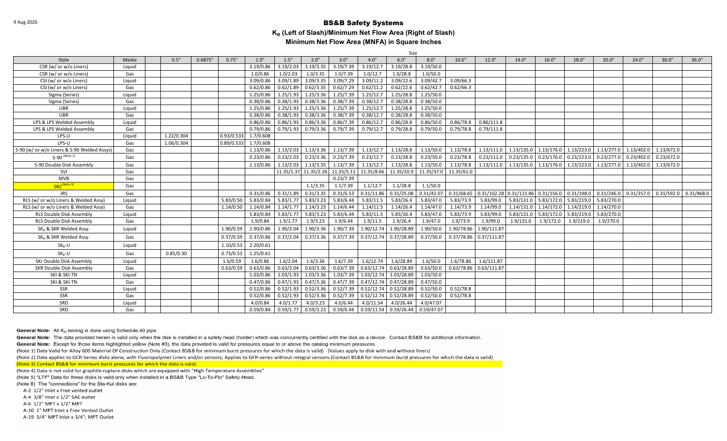9 Aug 2020

# BS&B Safety Systems

## $K_R$ (Left of Slash)/Minimum Net Flow Area (Right of Slash)

## Minimum Net Flow Area (MNFA) in Square Inches

| Style | Media | Size | | | | | | | | | | | | | | | | | | |
|---|---|---|---|---|---|---|---|---|---|---|---|---|---|---|---|---|---|---|---|---|
| | | 0.5" | 0.6875" | 0.75" | 1.0" | 1.5" | 2.0" | 3.0" | 4.0" | 6.0" | 8.0" | 10.0" | 12.0" | 14.0" | 16.0" | 18.0" | 20.0" | 24.0" | 30.0" | 36.0" |
| CSR (w/ or w/o Liners) | Liquid | | | | 3.19/0.86 | 3.19/2.03 | 3.19/3.35 | 3.19/7.39 | 3.19/12.7 | 3.19/28.8 | 3.19/50.0 | | | | | | | | | |
| CSR (w/ or w/o Liners) | Gas | | | | 1.0/0.86 | 1.0/2.03 | 1.0/3.35 | 1.0/7.39 | 1.0/12.7 | 1.0/28.8 | 1.0/50.0 | | | | | | | | | |
| CSI (w/ or w/o Liners) | Liquid | | | | 3.09/0.86 | 3.09/1.89 | 3.09/3.35 | 3.09/7.29 | 3.09/11.2 | 3.09/22.6 | 3.09/42.7 | 3.09/66.3 | | | | | | | | |
| CSI (w/ or w/o Liners) | Gas | | | | 0.62/0.86 | 0.62/1.89 | 0.62/3.35 | 0.62/7.29 | 0.62/11.2 | 0.62/22.6 | 0.62/42.7 | 0.62/66.3 | | | | | | | | |
| Sigma (Series) | Liquid | | | | 1.25/0.86 | 1.25/1.93 | 1.25/3.36 | 1.25/7.39 | 1.25/12.7 | 1.25/28.8 | 1.25/50.0 | | | | | | | | | |
| Sigma (Series) | Gas | | | | 0.38/0.86 | 0.38/1.93 | 0.38/3.36 | 0.38/7.39 | 0.38/12.7 | 0.38/28.8 | 0.38/50.0 | | | | | | | | | |
| UBR | Liquid | | | | 1.25/0.86 | 1.25/1.93 | 1.25/3.36 | 1.25/7.39 | 1.25/12.7 | 1.25/28.8 | 1.25/50.0 | | | | | | | | | |
| UBR | Gas | | | | 0.38/0.86 | 0.38/1.93 | 0.38/3.36 | 0.38/7.39 | 0.38/12.7 | 0.38/28.8 | 0.38/50.0 | | | | | | | | | |
| LPS & LPS Welded Assembly | Liquid | | | | 0.86/0.86 | 0.86/1.93 | 0.86/3.36 | 0.86/7.39 | 0.86/12.7 | 0.86/28.8 | 0.86/50.0 | 0.86/78.8 | 0.86/111.8 | | | | | | | |
| LPS & LPS Welded Assembly | Gas | | | | 0.79/0.86 | 0.79/1.93 | 0.79/3.36 | 0.79/7.39 | 0.79/12.7 | 0.79/28.8 | 0.79/50.0 | 0.79/78.8 | 0.79/111.8 | | | | | | | |
| LPS-U | LIquid | 1.22/0.304 | | 0.93/0.533 | 1.7/0.608 | | | | | | | | | | | | | | | |
| LPS-U | Gas | 1.06/0.304 | | 0.89/0.533 | 1.7/0.608 | | | | | | | | | | | | | | | |
| S-90 (w/ or w/o Liners & S-90 Welded Assys) | Gas | | | | 1.13/0.86 | 1.13/2.03 | 1.13/3.36 | 1.13/7.39 | 1.13/12.7 | 1.13/28.8 | 1.13/50.0 | 1.13/78.8 | 1.13/111.0 | 1.13/135.0 | 1.13/176.0 | 1.13/223.0 | 1.13/277.0 | 1.13/402.0 | 1.13/672.0 | |
| S-90 (Note 1) | Gas | | | | 0.23/0.86 | 0.23/2.03 | 0.23/3.36 | 0.23/7.39 | 0.23/12.7 | 0.23/28.8 | 0.23/50.0 | 0.23/78.8 | 0.23/111.0 | 0.23/135.0 | 0.23/176.0 | 0.23/223.0 | 0.23/277.0 | 0.23/402.0 | 0.23/672.0 | |
| S-90 Double Disk Assembly | Gas | | | | 1.13/0.86 | 1.13/2.03 | 1.13/3.35 | 1.13/7.39 | 1.13/12.7 | 1.13/28.8 | 1.13/50.0 | 1.13/78.8 | 1.13/111.0 | 1.13/135.0 | 1.13/176.0 | 1.13/223.0 | 1.13/277.0 | 1.13/402.0 | 1.13/672.0 | |
| SVI | Gas | | | | | 11.35/1.37 | 11.35/2.26 | 11.35/5.11 | 11.35/8.66 | 11.35/20.9 | 11.35/37.0 | 11.35/61.0 | | | | | | | | |
| MVB | Gas | | | | | | | 0.23/7.39 | | | | | | | | | | | | |
| SRC (Note 3) | Gas | | | | | | 1.1/3.35 | 1.1/7.39 | 1.1/12.7 | 1.1/28.8 | 1.1/50.0 | | | | | | | | | |
| JRS | Gas | | | | 0.31/0.86 | 0.31/1.89 | 0.31/3.35 | 0.31/6.53 | 0.31/11.86 | 0.31/25.08 | 0.31/42.07 | 0.31/68.65 | 0.31/102.28 | 0.31/121.86 | 0.31/156.0 | 0.31/198.0 | 0.31/246.0 | 0.31/357.0 | 0.31/592.0 | 0.31/868.0 |
| RLS (w/ or w/o Liners & Welded Assy) | Liquid | | | 5.83/0.50 | 5.83/0.84 | 5.83/1.77 | 5.83/3.23 | 5.83/6.44 | 5.83/11.5 | 5.83/26.4 | 5.83/47.0 | 5.83/73.9 | 5.83/99.0 | 5.83/131.0 | 5.83/172.0 | 5.83/219.0 | 5.83/270.0 | | | |
| RLS (w/ or w/o Liners & Welded Assy) | Gas | | | 1.14/0.50 | 1.14/0.84 | 1.14/1.77 | 1.14/3.23 | 1.14/6.44 | 1.14/11.5 | 1.14/26.4 | 1.14/47.0 | 1.14/73.9 | 1.14/99.0 | 1.14/131.0 | 1.14/172.0 | 1.14/219.0 | 1.14/270.0 | | | |
| RLS Double Disk Assembly | Liquid | | | | 5.83/0.84 | 5.83/1.77 | 5.83/3.23 | 5.83/6.44 | 5.83/11.5 | 5.83/26.4 | 5.83/47.0 | 5.83/73.9 | 5.83/99.0 | 5.83/131.0 | 5.83/172.0 | 5.83/219.0 | 5.83/270.0 | | | |
| RLS Double Disk Assembly | Gas | | | | 1.9/0.84 | 1.9/1.77 | 1.9/3.23 | 1.9/6.44 | 1.9/11.5 | 1.9/26.4 | 1.9/47.0 | 1.9/73.9 | 1.9/99.0 | 1.9/131.0 | 1.9/172.0 | 1.9/219.0 | 1.9/270.0 | | | |
| $SK_R$ & SKR Welded Assy. | Liquid | | | 1.90/0.59 | 1.90/0.86 | 1.90/2.04 | 1.90/3.36 | 1.90/7.39 | 1.90/12.74 | 1.90/28.89 | 1.90/50.0 | 1.90/78.86 | 1.90/111.87 | | | | | | | |
| $SK_R$ & SKR Welded Assy. | Gas | | | 0.37/0.59 | 0.37/0.86 | 0.37/2.04 | 0.37/3.36 | 0.37/7.39 | 0.37/12.74 | 0.37/28.89 | 0.37/50.0 | 0.37/78.86 | 0.37/111.87 | | | | | | | |
| $SK_R$-U | Liquid | | | 1.10/0.53 | 2.20/0.61 | | | | | | | | | | | | | | | |
| $SK_R$-U | Gas | 0.85/0.30 | | 0.73/0.53 | 1.25/0.61 | | | | | | | | | | | | | | | |
| SKr Double Disk Assembly | Liquid | | | 1.6/0.59 | 1.6/0.86 | 1.6/2.04 | 1.6/3.36 | 1.6/7.39 | 1.6/12.74 | 1.6/28.89 | 1.6/50.0 | 1.6/78.86 | 1.6/111.87 | | | | | | | |
| SKR Double Disk Assembly | Gas | | | 0.63/0.59 | 0.63/0.86 | 0.63/2.04 | 0.63/3.36 | 0.63/7.39 | 0.63/12.74 | 0.63/28.89 | 0.63/50.0 | 0.63/78.86 | 0.63/111.87 | | | | | | | |
| SKI & SKI-TN | Liquid | | | | 1.03/0.86 | 1.03/1.93 | 1.03/3.36 | 1.03/7.39 | 1.03/12.74 | 1.03/28.89 | 1.03/50.0 | | | | | | | | | |
| SKI & SKI-TN | Gas | | | | 0.47/0.86 | 0.47/1.93 | 0.47/3.36 | 0.47/7.39 | 0.47/12.74 | 0.47/28.89 | 0.47/50.0 | | | | | | | | | |
| SSR | Liquid | | | | 0.52/0.86 | 0.52/1.93 | 0.52/3.36 | 0.52/7.39 | 0.52/12.74 | 0.52/28.89 | 0.52/50.0 | 0.52/78.8 | | | | | | | | |
| SSR | Gas | | | | 0.52/0.86 | 0.52/1.93 | 0.52/3.36 | 0.52/7.39 | 0.52/12.74 | 0.52/28.89 | 0.52/50.0 | 0.52/78.8 | | | | | | | | |
| SRD | Liquid | | | | 4.0/0.84 | 4.0/1.77 | 4.0/3.23 | 4.0/6.44 | 4.0/11.54 | 4.0/26.44 | 4.0/47.07 | | | | | | | | | |
| SRD | Gas | | | | 0.59/0.84 | 0.59/1.77 | 0.59/3.23 | 0.59/6.44 | 0.59/11.54 | 0.59/26.44 | 0.59/47.07 | | | | | | | | | |

**General Note:** All $K_R$ testing is done using Schedule 40 pipe.

**General Note:** The data provided herein is valid only when the disk is installed in a safety head (holder) which was concurrently certified with the disk as a device. Contact BS&B for additional information.

**General Note:** Except for those items highlighted yellow (Note #3), the data provided is valid for pressures equal to or above the catalog minimum pressures.

(Note 1) Data Valid for Alloy 600 Material Of Construction Only (Contact BS&B for minimum burst pressures for which the data is valid) (Values apply to disk with and without liners)

(Note 2) Data applies to GCR-Series disks alone, with Fluoropolymer Liners and/or sensors; Applies to GFR-series without integral sensors.(Contact BS&B for minimum burst pressures for which the data is valid)

(Note 3) Contact BS&B for minimum burst pressures for which the data is valid.

(Note 4) Data is not valid for graphite rupture disks which are equipped with "High Temperature Assemblies"

(Note 5) "LTF" Data for these disks is valid only when installed in a BS&B Type "Lo-To-Flo" Safety Head.

(Note 6) The "connections" for the Sta-Kul disks are:

- A-2 1/2" Inlet x Free vented outlet
- A-4 3/8" Inlet x 1/2" SAE outlet
- A-6 1/2" MPT x 1/2" MPT
- A-10 1" MPT Inlet x Free Vented Outlet
- A-19 3/4" MPT Inlet x 3/4"; MPT Outlet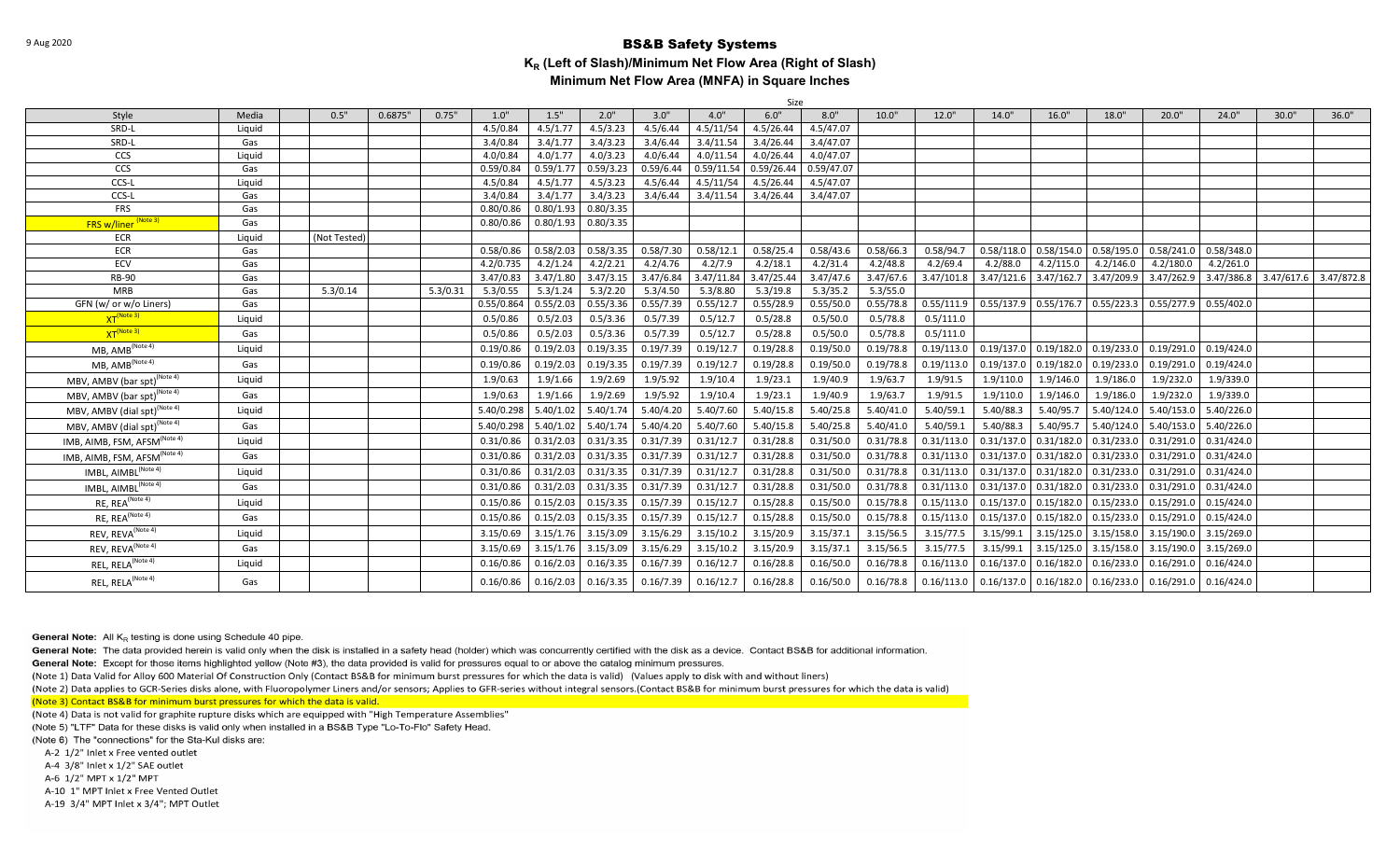# BS&B Safety Systems

## $K_R$ (Left of Slash)/Minimum Net Flow Area (Right of Slash)

### Minimum Net Flow Area (MNFA) in Square Inches

| | | | Size | | | | | | | | | | | | | | | | | | |
|---|---|---|---|---|---|---|---|---|---|---|---|---|---|---|---|---|---|---|---|---|---|
| Style | Media | | 0.5" | 0.6875" | 0.75" | 1.0" | 1.5" | 2.0" | 3.0" | 4.0" | 6.0" | 8.0" | 10.0" | 12.0" | 14.0" | 16.0" | 18.0" | 20.0" | 24.0" | 30.0" | 36.0" |
| SRD-L | Liquid | | | | | 4.5/0.84 | 4.5/1.77 | 4.5/3.23 | 4.5/6.44 | 4.5/11/54 | 4.5/26.44 | 4.5/47.07 | | | | | | | | | |
| SRD-L | Gas | | | | | 3.4/0.84 | 3.4/1.77 | 3.4/3.23 | 3.4/6.44 | 3.4/11.54 | 3.4/26.44 | 3.4/47.07 | | | | | | | | | |
| CCS | Liquid | | | | | 4.0/0.84 | 4.0/1.77 | 4.0/3.23 | 4.0/6.44 | 4.0/11.54 | 4.0/26.44 | 4.0/47.07 | | | | | | | | | |
| CCS | Gas | | | | | 0.59/0.84 | 0.59/1.77 | 0.59/3.23 | 0.59/6.44 | 0.59/11.54 | 0.59/26.44 | 0.59/47.07 | | | | | | | | | |
| CCS-L | Liquid | | | | | 4.5/0.84 | 4.5/1.77 | 4.5/3.23 | 4.5/6.44 | 4.5/11/54 | 4.5/26.44 | 4.5/47.07 | | | | | | | | | |
| CCS-L | Gas | | | | | 3.4/0.84 | 3.4/1.77 | 3.4/3.23 | 3.4/6.44 | 3.4/11.54 | 3.4/26.44 | 3.4/47.07 | | | | | | | | | |
| FRS | Gas | | | | | 0.80/0.86 | 0.80/1.93 | 0.80/3.35 | | | | | | | | | | | | | |
| FRS w/liner [Note 3] | Gas | | | | | 0.80/0.86 | 0.80/1.93 | 0.80/3.35 | | | | | | | | | | | | | |
| ECR | Liquid | | (Not Tested) | | | | | | | | | | | | | | | | | | |
| ECR | Gas | | | | | 0.58/0.86 | 0.58/2.03 | 0.58/3.35 | 0.58/7.30 | 0.58/12.1 | 0.58/25.4 | 0.58/43.6 | 0.58/66.3 | 0.58/94.7 | 0.58/118.0 | 0.58/154.0 | 0.58/195.0 | 0.58/241.0 | 0.58/348.0 | | |
| ECV | Gas | | | | | 4.2/0.735 | 4.2/1.24 | 4.2/2.21 | 4.2/4.76 | 4.2/7.9 | 4.2/18.1 | 4.2/31.4 | 4.2/48.8 | 4.2/69.4 | 4.2/88.0 | 4.2/115.0 | 4.2/146.0 | 4.2/180.0 | 4.2/261.0 | | |
| RB-90 | Gas | | | | | 3.47/0.83 | 3.47/1.80 | 3.47/3.15 | 3.47/6.84 | 3.47/11.84 | 3.47/25.44 | 3.47/47.6 | 3.47/67.6 | 3.47/101.8 | 3.47/121.6 | 3.47/162.7 | 3.47/209.9 | 3.47/262.9 | 3.47/386.8 | 3.47/617.6 | 3.47/872.8 |
| MRB | Gas | | 5.3/0.14 | | 5.3/0.31 | 5.3/0.55 | 5.3/1.24 | 5.3/2.20 | 5.3/4.50 | 5.3/8.80 | 5.3/19.8 | 5.3/35.2 | 5.3/55.0 | | | | | | | | |
| GFN (w/ or w/o Liners) | Gas | | | | | 0.55/0.864 | 0.55/2.03 | 0.55/3.36 | 0.55/7.39 | 0.55/12.7 | 0.55/28.9 | 0.55/50.0 | 0.55/78.8 | 0.55/111.9 | 0.55/137.9 | 0.55/176.7 | 0.55/223.3 | 0.55/277.9 | 0.55/402.0 | | |
| XT [Note 3] | Liquid | | | | | 0.5/0.86 | 0.5/2.03 | 0.5/3.36 | 0.5/7.39 | 0.5/12.7 | 0.5/28.8 | 0.5/50.0 | 0.5/78.8 | 0.5/111.0 | | | | | | | |
| XT [Note 3] | Gas | | | | | 0.5/0.86 | 0.5/2.03 | 0.5/3.36 | 0.5/7.39 | 0.5/12.7 | 0.5/28.8 | 0.5/50.0 | 0.5/78.8 | 0.5/111.0 | | | | | | | |
| MB, AMB [Note 4] | Liquid | | | | | 0.19/0.86 | 0.19/2.03 | 0.19/3.35 | 0.19/7.39 | 0.19/12.7 | 0.19/28.8 | 0.19/50.0 | 0.19/78.8 | 0.19/113.0 | 0.19/137.0 | 0.19/182.0 | 0.19/233.0 | 0.19/291.0 | 0.19/424.0 | | |
| MB, AMB [Note 4] | Gas | | | | | 0.19/0.86 | 0.19/2.03 | 0.19/3.35 | 0.19/7.39 | 0.19/12.7 | 0.19/28.8 | 0.19/50.0 | 0.19/78.8 | 0.19/113.0 | 0.19/137.0 | 0.19/182.0 | 0.19/233.0 | 0.19/291.0 | 0.19/424.0 | | |
| MBV, AMBV (bar spt) [Note 4] | Liquid | | | | | 1.9/0.63 | 1.9/1.66 | 1.9/2.69 | 1.9/5.92 | 1.9/10.4 | 1.9/23.1 | 1.9/40.9 | 1.9/63.7 | 1.9/91.5 | 1.9/110.0 | 1.9/146.0 | 1.9/186.0 | 1.9/232.0 | 1.9/339.0 | | |
| MBV, AMBV (bar spt) [Note 4] | Gas | | | | | 1.9/0.63 | 1.9/1.66 | 1.9/2.69 | 1.9/5.92 | 1.9/10.4 | 1.9/23.1 | 1.9/40.9 | 1.9/63.7 | 1.9/91.5 | 1.9/110.0 | 1.9/146.0 | 1.9/186.0 | 1.9/232.0 | 1.9/339.0 | | |
| MBV, AMBV (dial spt) [Note 4] | Liquid | | | | | 5.40/0.298 | 5.40/1.02 | 5.40/1.74 | 5.40/4.20 | 5.40/7.60 | 5.40/15.8 | 5.40/25.8 | 5.40/41.0 | 5.40/59.1 | 5.40/88.3 | 5.40/95.7 | 5.40/124.0 | 5.40/153.0 | 5.40/226.0 | | |
| MBV, AMBV (dial spt) [Note 4] | Gas | | | | | 5.40/0.298 | 5.40/1.02 | 5.40/1.74 | 5.40/4.20 | 5.40/7.60 | 5.40/15.8 | 5.40/25.8 | 5.40/41.0 | 5.40/59.1 | 5.40/88.3 | 5.40/95.7 | 5.40/124.0 | 5.40/153.0 | 5.40/226.0 | | |
| IMB, AIMB, FSM, AFSM [Note 4] | Liquid | | | | | 0.31/0.86 | 0.31/2.03 | 0.31/3.35 | 0.31/7.39 | 0.31/12.7 | 0.31/28.8 | 0.31/50.0 | 0.31/78.8 | 0.31/113.0 | 0.31/137.0 | 0.31/182.0 | 0.31/233.0 | 0.31/291.0 | 0.31/424.0 | | |
| IMB, AIMB, FSM, AFSM [Note 4] | Gas | | | | | 0.31/0.86 | 0.31/2.03 | 0.31/3.35 | 0.31/7.39 | 0.31/12.7 | 0.31/28.8 | 0.31/50.0 | 0.31/78.8 | 0.31/113.0 | 0.31/137.0 | 0.31/182.0 | 0.31/233.0 | 0.31/291.0 | 0.31/424.0 | | |
| IMBL, AIMBL [Note 4] | Liquid | | | | | 0.31/0.86 | 0.31/2.03 | 0.31/3.35 | 0.31/7.39 | 0.31/12.7 | 0.31/28.8 | 0.31/50.0 | 0.31/78.8 | 0.31/113.0 | 0.31/137.0 | 0.31/182.0 | 0.31/233.0 | 0.31/291.0 | 0.31/424.0 | | |
| IMBL, AIMBL [Note 4] | Gas | | | | | 0.31/0.86 | 0.31/2.03 | 0.31/3.35 | 0.31/7.39 | 0.31/12.7 | 0.31/28.8 | 0.31/50.0 | 0.31/78.8 | 0.31/113.0 | 0.31/137.0 | 0.31/182.0 | 0.31/233.0 | 0.31/291.0 | 0.31/424.0 | | |
| RE, REA [Note 4] | Liquid | | | | | 0.15/0.86 | 0.15/2.03 | 0.15/3.35 | 0.15/7.39 | 0.15/12.7 | 0.15/28.8 | 0.15/50.0 | 0.15/78.8 | 0.15/113.0 | 0.15/137.0 | 0.15/182.0 | 0.15/233.0 | 0.15/291.0 | 0.15/424.0 | | |
| RE, REA [Note 4] | Gas | | | | | 0.15/0.86 | 0.15/2.03 | 0.15/3.35 | 0.15/7.39 | 0.15/12.7 | 0.15/28.8 | 0.15/50.0 | 0.15/78.8 | 0.15/113.0 | 0.15/137.0 | 0.15/182.0 | 0.15/233.0 | 0.15/291.0 | 0.15/424.0 | | |
| REV, REVA [Note 4] | Liquid | | | | | 3.15/0.69 | 3.15/1.76 | 3.15/3.09 | 3.15/6.29 | 3.15/10.2 | 3.15/20.9 | 3.15/37.1 | 3.15/56.5 | 3.15/77.5 | 3.15/99.1 | 3.15/125.0 | 3.15/158.0 | 3.15/190.0 | 3.15/269.0 | | |
| REV, REVA [Note 4] | Gas | | | | | 3.15/0.69 | 3.15/1.76 | 3.15/3.09 | 3.15/6.29 | 3.15/10.2 | 3.15/20.9 | 3.15/37.1 | 3.15/56.5 | 3.15/77.5 | 3.15/99.1 | 3.15/125.0 | 3.15/158.0 | 3.15/190.0 | 3.15/269.0 | | |
| REL, RELA [Note 4] | Liquid | | | | | 0.16/0.86 | 0.16/2.03 | 0.16/3.35 | 0.16/7.39 | 0.16/12.7 | 0.16/28.8 | 0.16/50.0 | 0.16/78.8 | 0.16/113.0 | 0.16/137.0 | 0.16/182.0 | 0.16/233.0 | 0.16/291.0 | 0.16/424.0 | | |
| REL, RELA [Note 4] | Gas | | | | | 0.16/0.86 | 0.16/2.03 | 0.16/3.35 | 0.16/7.39 | 0.16/12.7 | 0.16/28.8 | 0.16/50.0 | 0.16/78.8 | 0.16/113.0 | 0.16/137.0 | 0.16/182.0 | 0.16/233.0 | 0.16/291.0 | 0.16/424.0 | | |

**General Note:** All $K_R$ testing is done using Schedule 40 pipe.

**General Note:** The data provided herein is valid only when the disk is installed in a safety head (holder) which was concurrently certified with the disk as a device. Contact BS&B for additional information.

**General Note:** Except for those items highlighted yellow (Note #3), the data provided is valid for pressures equal to or above the catalog minimum pressures.

(Note 1) Data Valid for Alloy 600 Material Of Construction Only (Contact BS&B for minimum burst pressures for which the data is valid) (Values apply to disk with and without liners)

(Note 2) Data applies to GCR-Series disks alone, with Fluoropolymer Liners and/or sensors; Applies to GFR-series without integral sensors.(Contact BS&B for minimum burst pressures for which the data is valid)

(Note 3) Contact BS&B for minimum burst pressures for which the data is valid.

(Note 4) Data is not valid for graphite rupture disks which are equipped with "High Temperature Assemblies"

(Note 5) "LTF" Data for these disks is valid only when installed in a BS&B Type "Lo-To-Flo" Safety Head.

(Note 6) The "connections" for the Sta-Kul disks are:

- A-2 1/2" Inlet x Free vented outlet
- A-4 3/8" Inlet x 1/2" SAE outlet
- A-6 1/2" MPT x 1/2" MPT
- A-10 1" MPT Inlet x Free Vented Outlet
- A-19 3/4" MPT Inlet x 3/4"; MPT Outlet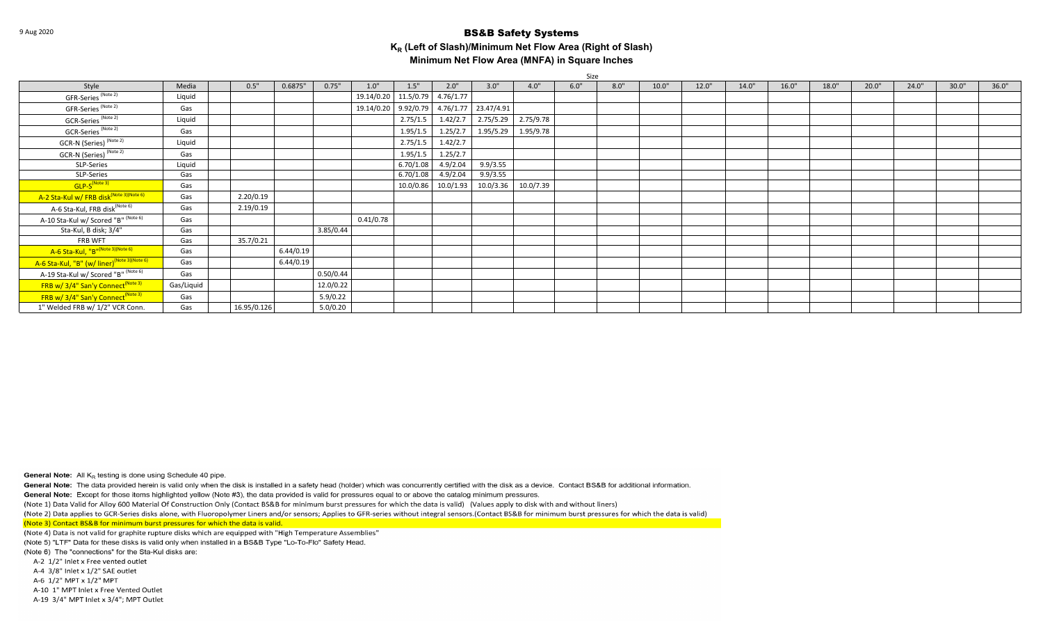# BS&B Safety Systems

## $K_R$ (Left of Slash)/Minimum Net Flow Area (Right of Slash)

## Minimum Net Flow Area (MNFA) in Square Inches

| | | | Size | | | | | | | | | | | | | | | | | | |
|---|---|---|---|---|---|---|---|---|---|---|---|---|---|---|---|---|---|---|---|---|---|
| Style | Media | | 0.5" | 0.6875" | 0.75" | 1.0" | 1.5" | 2.0" | 3.0" | 4.0" | 6.0" | 8.0" | 10.0" | 12.0" | 14.0" | 16.0" | 18.0" | 20.0" | 24.0" | 30.0" | 36.0" |
| GFR-Series [Note 2] | Liquid | | | | | 19.14/0.20 | 11.5/0.79 | 4.76/1.77 | | | | | | | | | | | | | |
| GFR-Series [Note 2] | Gas | | | | | 19.14/0.20 | 9.92/0.79 | 4.76/1.77 | 23.47/4.91 | | | | | | | | | | | | |
| GCR-Series [Note 2] | Liquid | | | | | | 2.75/1.5 | 1.42/2.7 | 2.75/5.29 | 2.75/9.78 | | | | | | | | | | | |
| GCR-Series [Note 2] | Gas | | | | | | 1.95/1.5 | 1.25/2.7 | 1.95/5.29 | 1.95/9.78 | | | | | | | | | | | |
| GCR-N (Series) [Note 2] | Liquid | | | | | | 2.75/1.5 | 1.42/2.7 | | | | | | | | | | | | | |
| GCR-N (Series) [Note 2] | Gas | | | | | | 1.95/1.5 | 1.25/2.7 | | | | | | | | | | | | | |
| SLP-Series | Liquid | | | | | | 6.70/1.08 | 4.9/2.04 | 9.9/3.55 | | | | | | | | | | | | |
| SLP-Series | Gas | | | | | | 6.70/1.08 | 4.9/2.04 | 9.9/3.55 | | | | | | | | | | | | |
| GLP-S [Note 3] | Gas | | | | | | 10.0/0.86 | 10.0/1.93 | 10.0/3.36 | 10.0/7.39 | | | | | | | | | | | |
| A-2 Sta-Kul w/ FRB disk [Note 3][Note 6] | Gas | | 2.20/0.19 | | | | | | | | | | | | | | | | | | |
| A-6 Sta-Kul, FRB disk [Note 6] | Gas | | 2.19/0.19 | | | | | | | | | | | | | | | | | | |
| A-10 Sta-Kul w/ Scored "B" [Note 6] | Gas | | | | | 0.41/0.78 | | | | | | | | | | | | | | | |
| Sta-Kul, B disk; 3/4" | Gas | | | | 3.85/0.44 | | | | | | | | | | | | | | | | |
| FRB WFT | Gas | | 35.7/0.21 | | | | | | | | | | | | | | | | | | |
| A-6 Sta-Kul, "B" [Note 3][Note 6] | Gas | | | 6.44/0.19 | | | | | | | | | | | | | | | | | |
| A-6 Sta-Kul, "B" (w/ liner) [Note 3][Note 6] | Gas | | | 6.44/0.19 | | | | | | | | | | | | | | | | | |
| A-19 Sta-Kul w/ Scored "B" [Note 6] | Gas | | | | 0.50/0.44 | | | | | | | | | | | | | | | | |
| FRB w/ 3/4" San'y Connect [Note 3] | Gas/Liquid | | | | 12.0/0.22 | | | | | | | | | | | | | | | | |
| FRB w/ 3/4" San'y Connect [Note 3] | Gas | | | | 5.9/0.22 | | | | | | | | | | | | | | | | |
| 1" Welded FRB w/ 1/2" VCR Conn. | Gas | | 16.95/0.126 | | 5.0/0.20 | | | | | | | | | | | | | | | | |

**General Note:** All $K_R$ testing is done using Schedule 40 pipe.

**General Note:** The data provided herein is valid only when the disk is installed in a safety head (holder) which was concurrently certified with the disk as a device. Contact BS&B for additional information.

**General Note:** Except for those items highlighted yellow (Note #3), the data provided is valid for pressures equal to or above the catalog minimum pressures.

(Note 1) Data Valid for Alloy 600 Material Of Construction Only (Contact BS&B for minimum burst pressures for which the data is valid) (Values apply to disk with and without liners)

(Note 2) Data applies to GCR-Series disks alone, with Fluoropolymer Liners and/or sensors; Applies to GFR-series without integral sensors.(Contact BS&B for minimum burst pressures for which the data is valid)

(Note 3) Contact BS&B for minimum burst pressures for which the data is valid.

(Note 4) Data is not valid for graphite rupture disks which are equipped with "High Temperature Assemblies"

(Note 5) "LTF" Data for these disks is valid only when installed in a BS&B Type "Lo-To-Flo" Safety Head.

(Note 6) The "connections" for the Sta-Kul disks are:

- A-2 1/2" Inlet x Free vented outlet
- A-4 3/8" Inlet x 1/2" SAE outlet
- A-6 1/2" MPT x 1/2" MPT
- A-10 1" MPT Inlet x Free Vented Outlet
- A-19 3/4" MPT Inlet x 3/4"; MPT Outlet